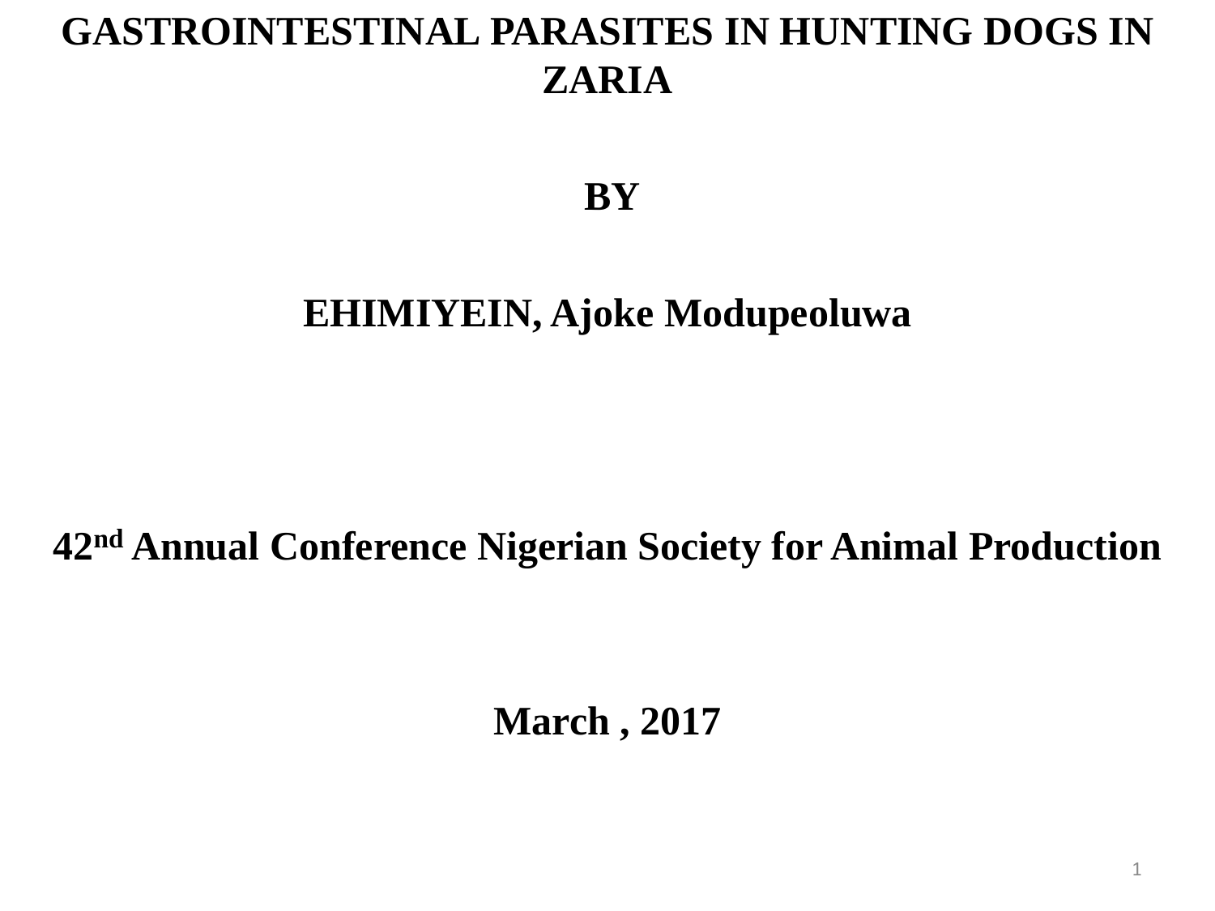# GASTROINTESTINAL PARASITES IN HUNTING DOGS IN ZARIA

**BY**

**EHIMIYEIN, Ajoke Modupeoluwa**

**42nd Annual Conference Nigerian Society for Animal Production**

**March , 2017**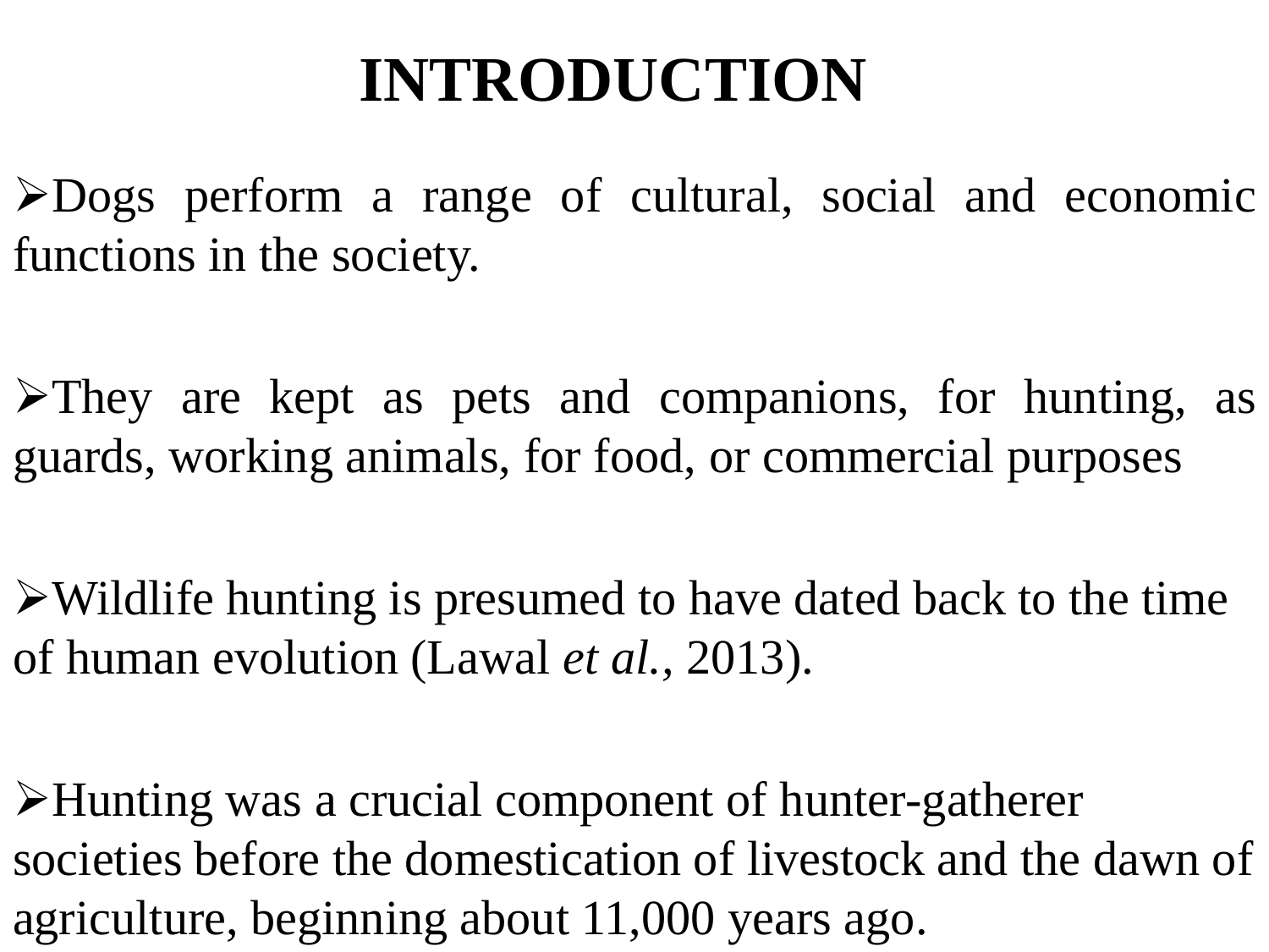# INTRODUCTION

- Dogs perform a range of cultural, social and economic functions in the society.

- They are kept as pets and companions, for hunting, as guards, working animals, for food, or commercial purposes

- Wildlife hunting is presumed to have dated back to the time of human evolution (Lawal *et al.*, 2013).

- Hunting was a crucial component of hunter-gatherer societies before the domestication of livestock and the dawn of agriculture, beginning about 11,000 years ago.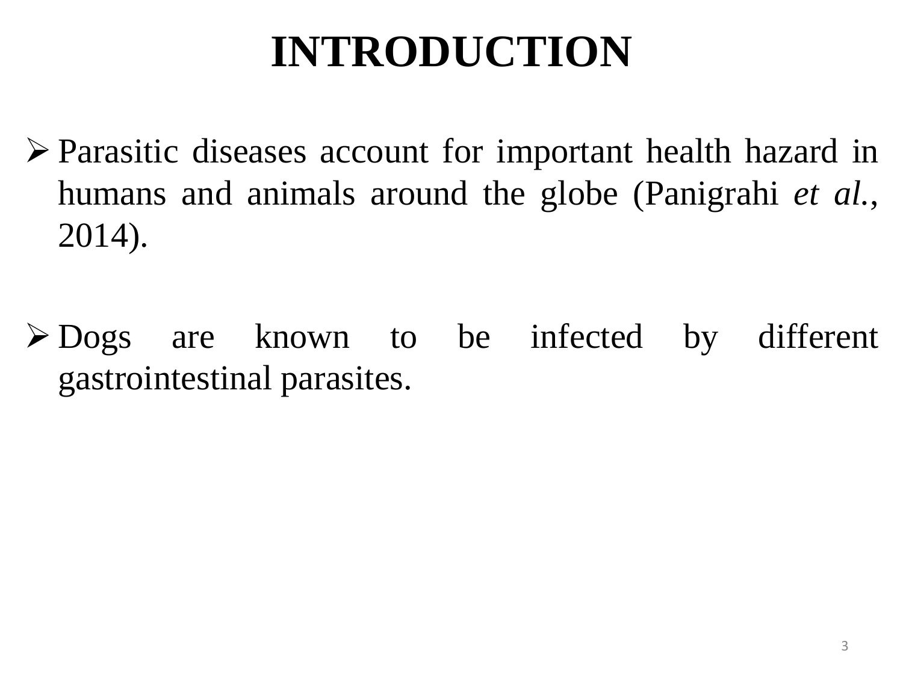# INTRODUCTION

- Parasitic diseases account for important health hazard in humans and animals around the globe (Panigrahi *et al.*, 2014).

- Dogs are known to be infected by different gastrointestinal parasites.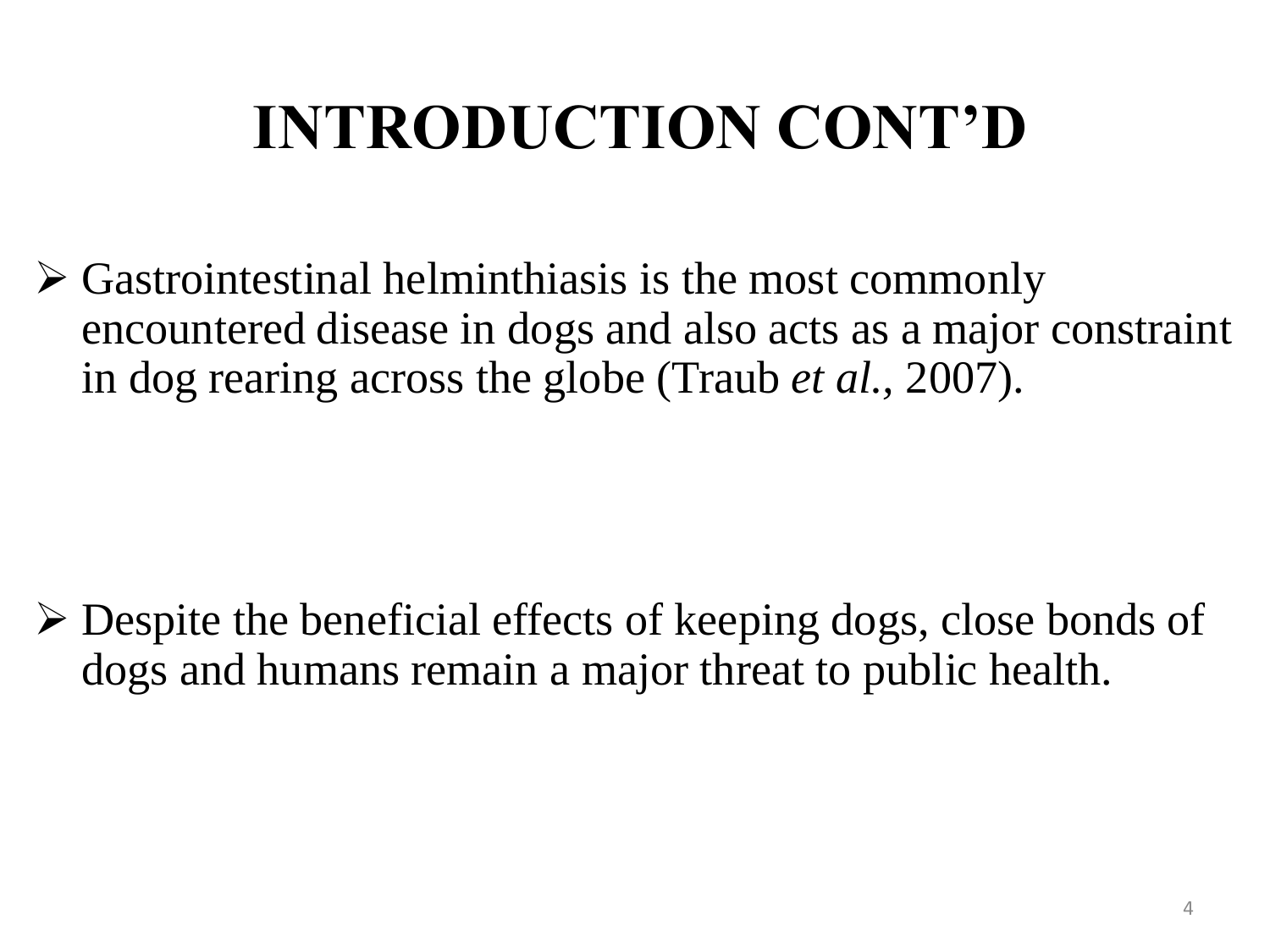# INTRODUCTION CONT'D

- Gastrointestinal helminthiasis is the most commonly encountered disease in dogs and also acts as a major constraint in dog rearing across the globe (Traub *et al.*, 2007).

- Despite the beneficial effects of keeping dogs, close bonds of dogs and humans remain a major threat to public health.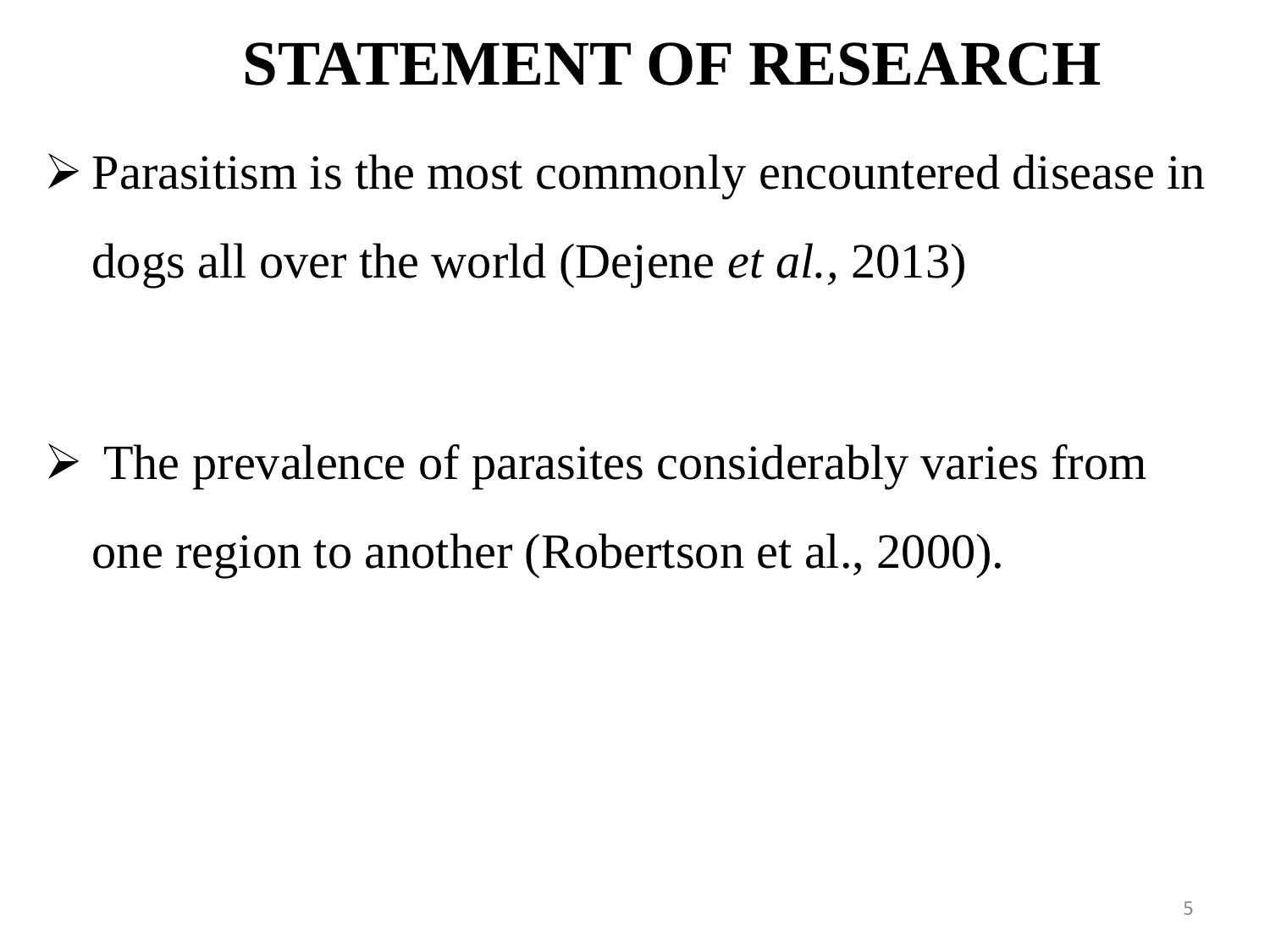# STATEMENT OF RESEARCH

- Parasitism is the most commonly encountered disease in dogs all over the world (Dejene *et al.*, 2013)

- The prevalence of parasites considerably varies from one region to another (Robertson et al., 2000).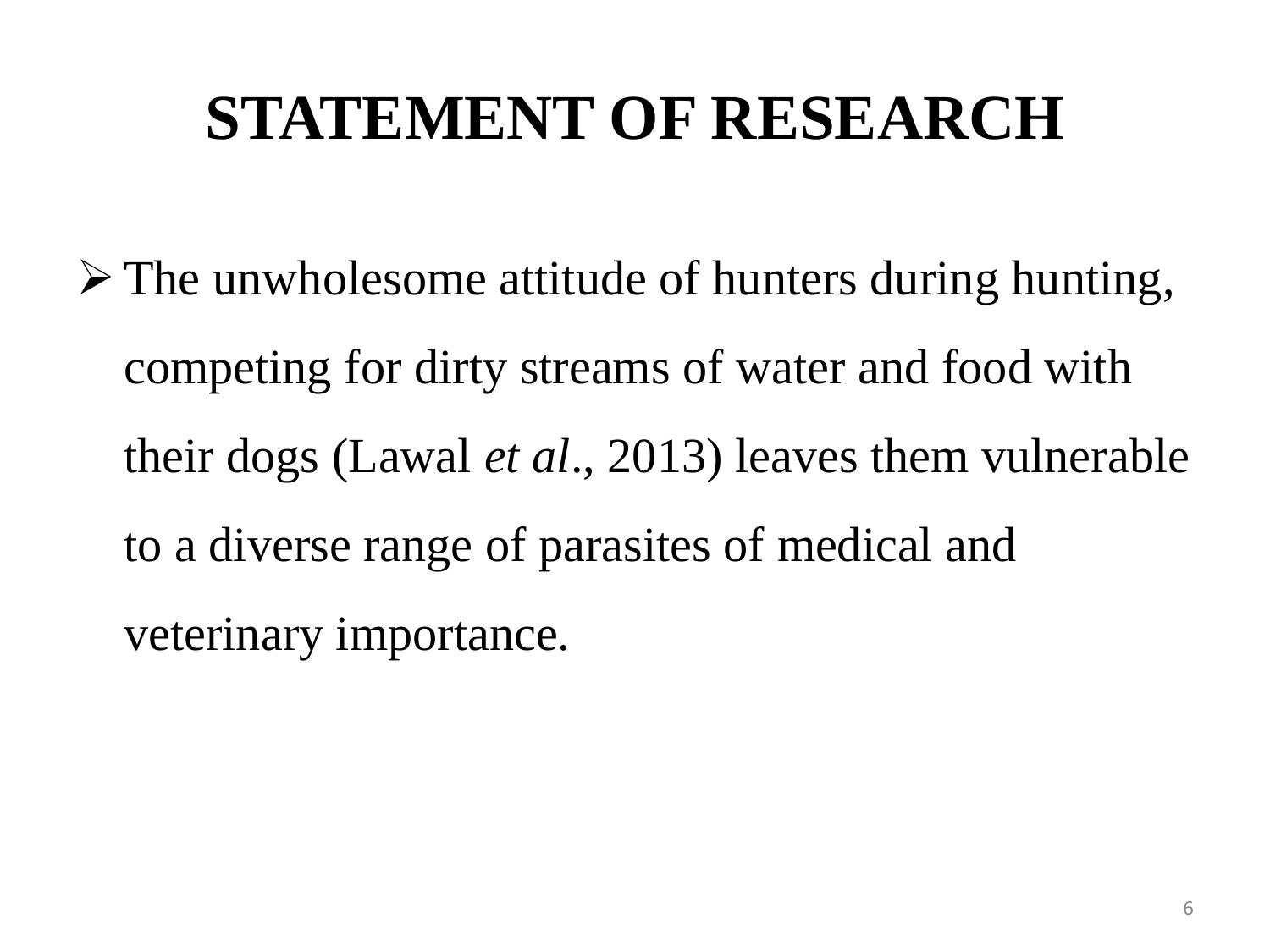# STATEMENT OF RESEARCH

- The unwholesome attitude of hunters during hunting, competing for dirty streams of water and food with their dogs (Lawal *et al*., 2013) leaves them vulnerable to a diverse range of parasites of medical and veterinary importance.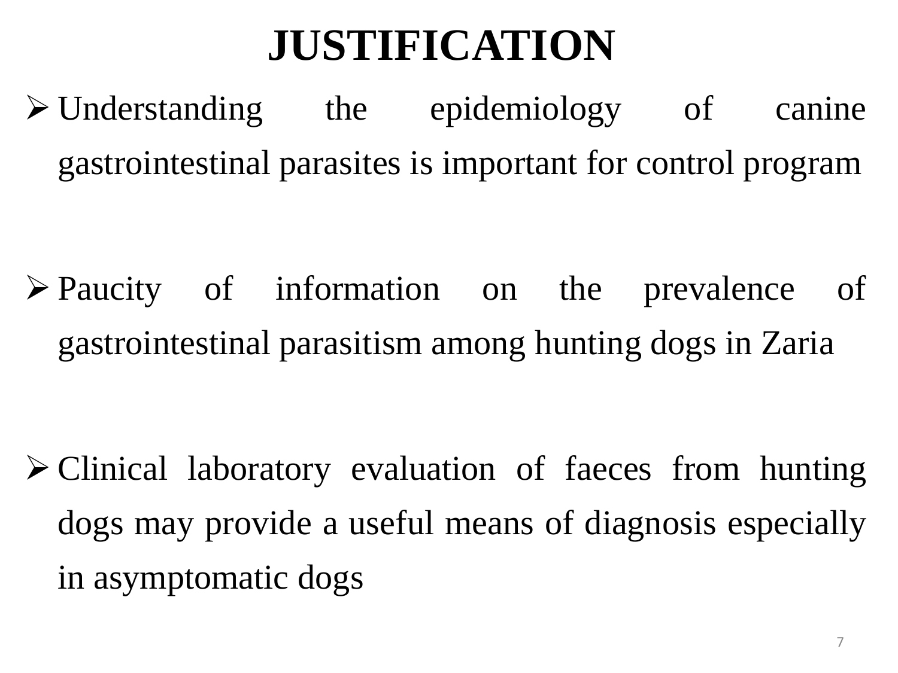# JUSTIFICATION

- Understanding the epidemiology of canine gastrointestinal parasites is important for control program
- Paucity of information on the prevalence of gastrointestinal parasitism among hunting dogs in Zaria
- Clinical laboratory evaluation of faeces from hunting dogs may provide a useful means of diagnosis especially in asymptomatic dogs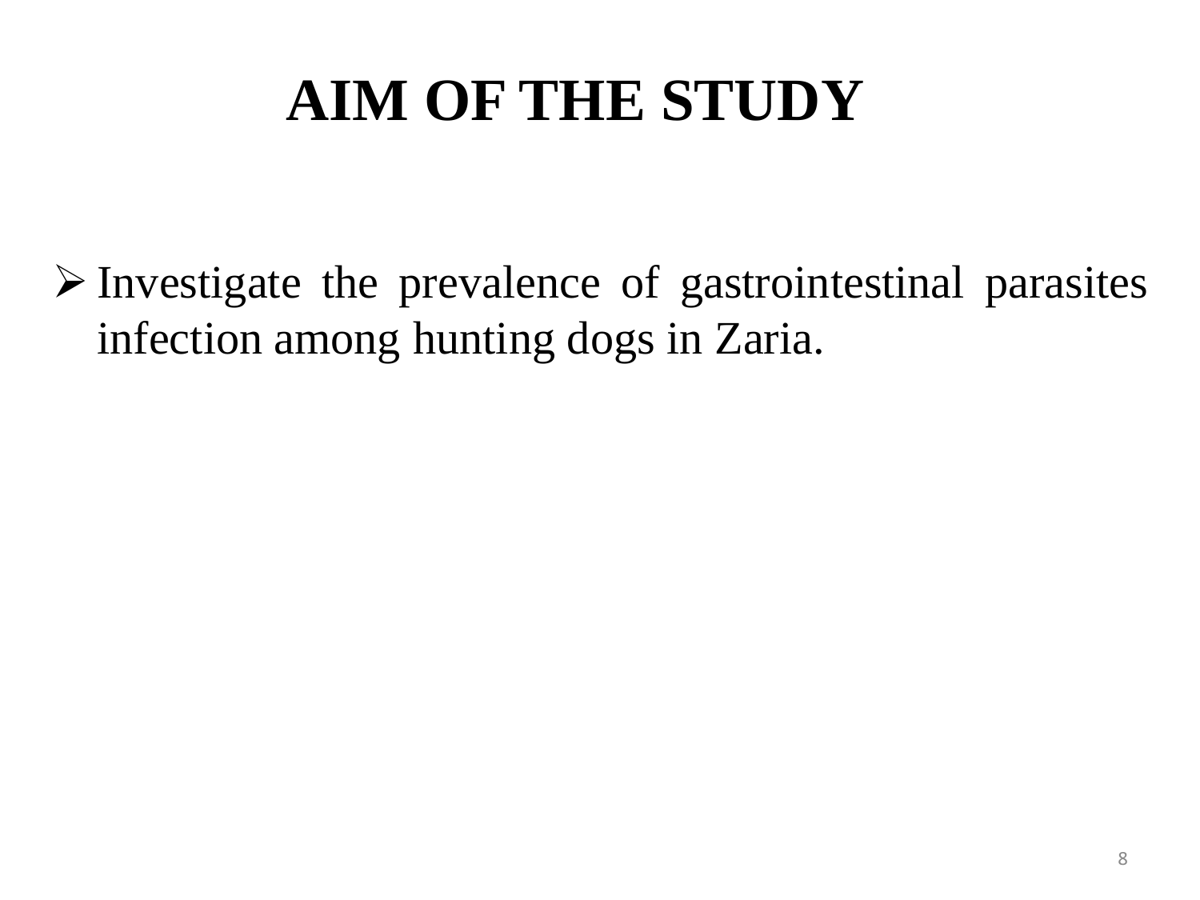# AIM OF THE STUDY

- Investigate the prevalence of gastrointestinal parasites infection among hunting dogs in Zaria.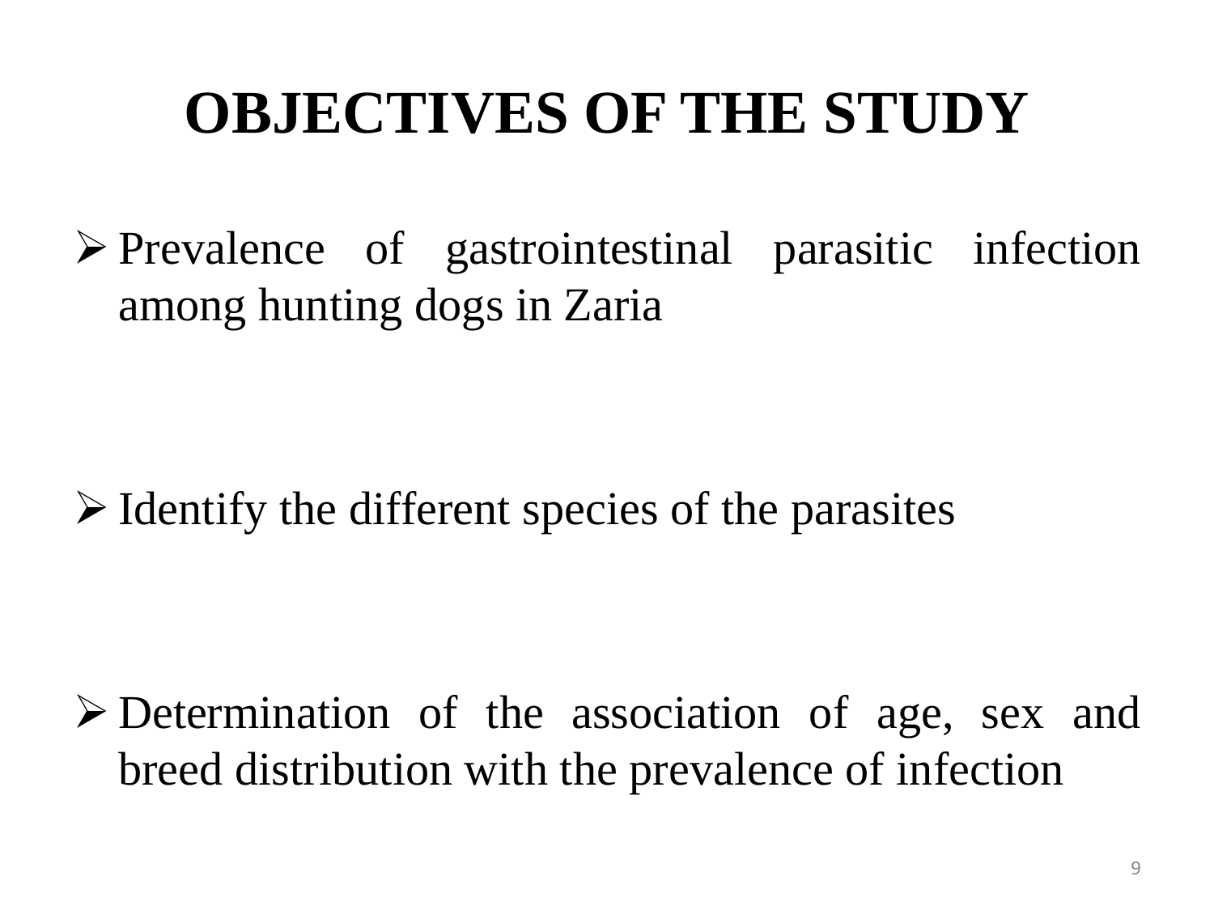# OBJECTIVES OF THE STUDY

- Prevalence of gastrointestinal parasitic infection among hunting dogs in Zaria
- Identify the different species of the parasites
- Determination of the association of age, sex and breed distribution with the prevalence of infection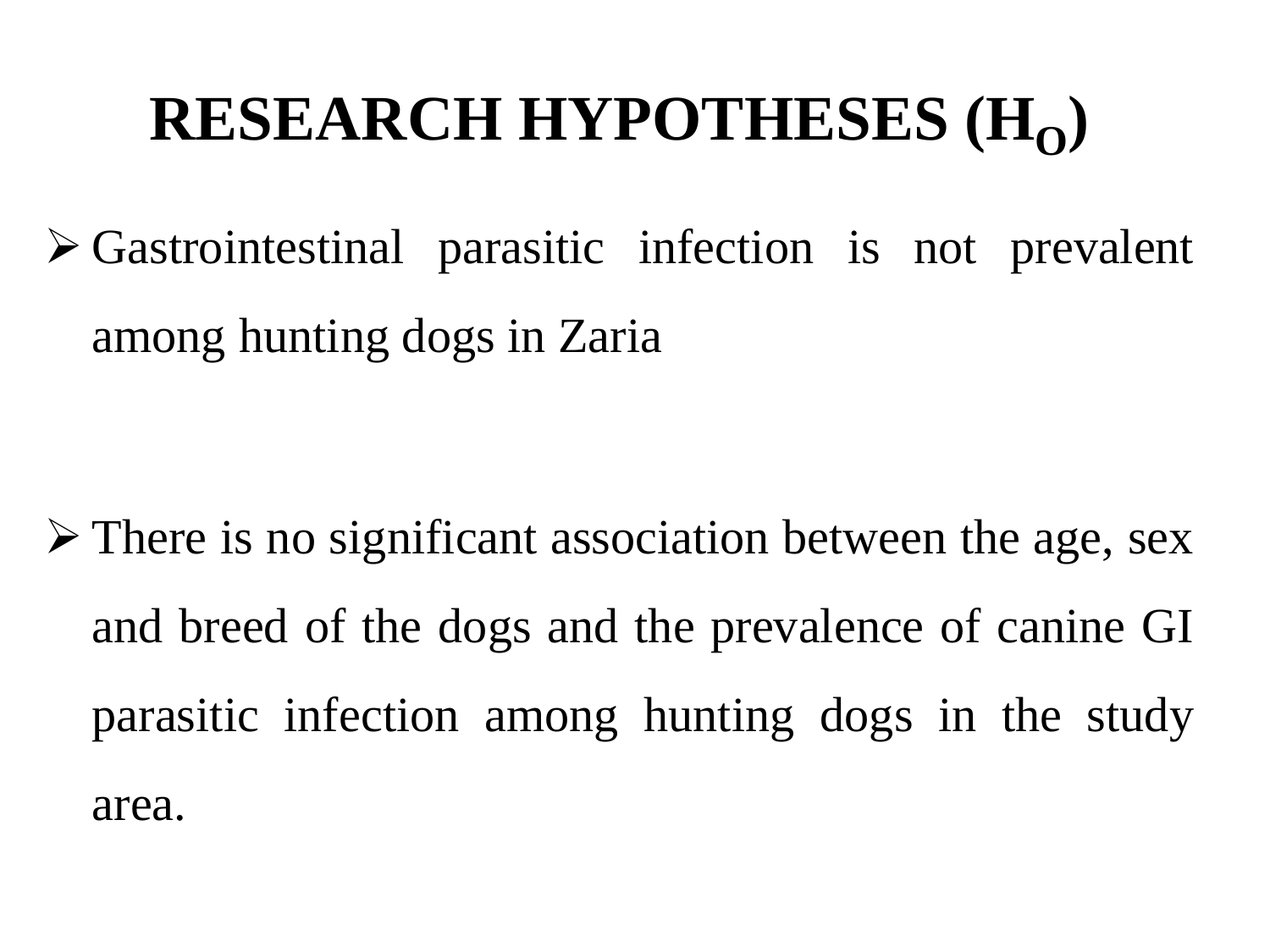# RESEARCH HYPOTHESES ($H_O$)

- Gastrointestinal parasitic infection is not prevalent among hunting dogs in Zaria

- There is no significant association between the age, sex and breed of the dogs and the prevalence of canine GI parasitic infection among hunting dogs in the study area.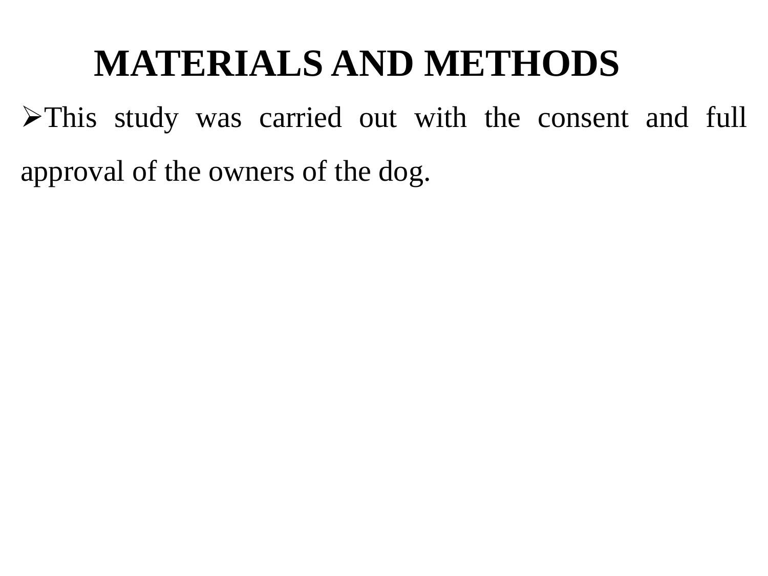# MATERIALS AND METHODS

- This study was carried out with the consent and full approval of the owners of the dog.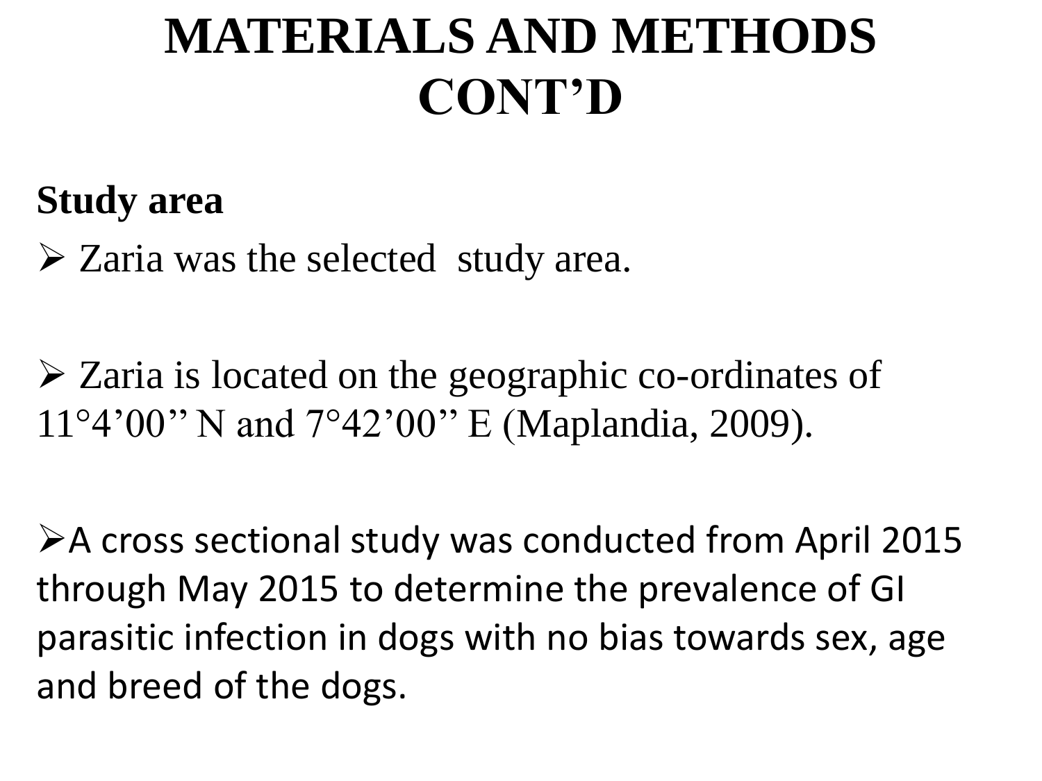# MATERIALS AND METHODS CONT'D

**Study area**

- Zaria was the selected study area.

- Zaria is located on the geographic co-ordinates of 11°4'00'' N and 7°42'00'' E (Maplandia, 2009).

- A cross sectional study was conducted from April 2015 through May 2015 to determine the prevalence of GI parasitic infection in dogs with no bias towards sex, age and breed of the dogs.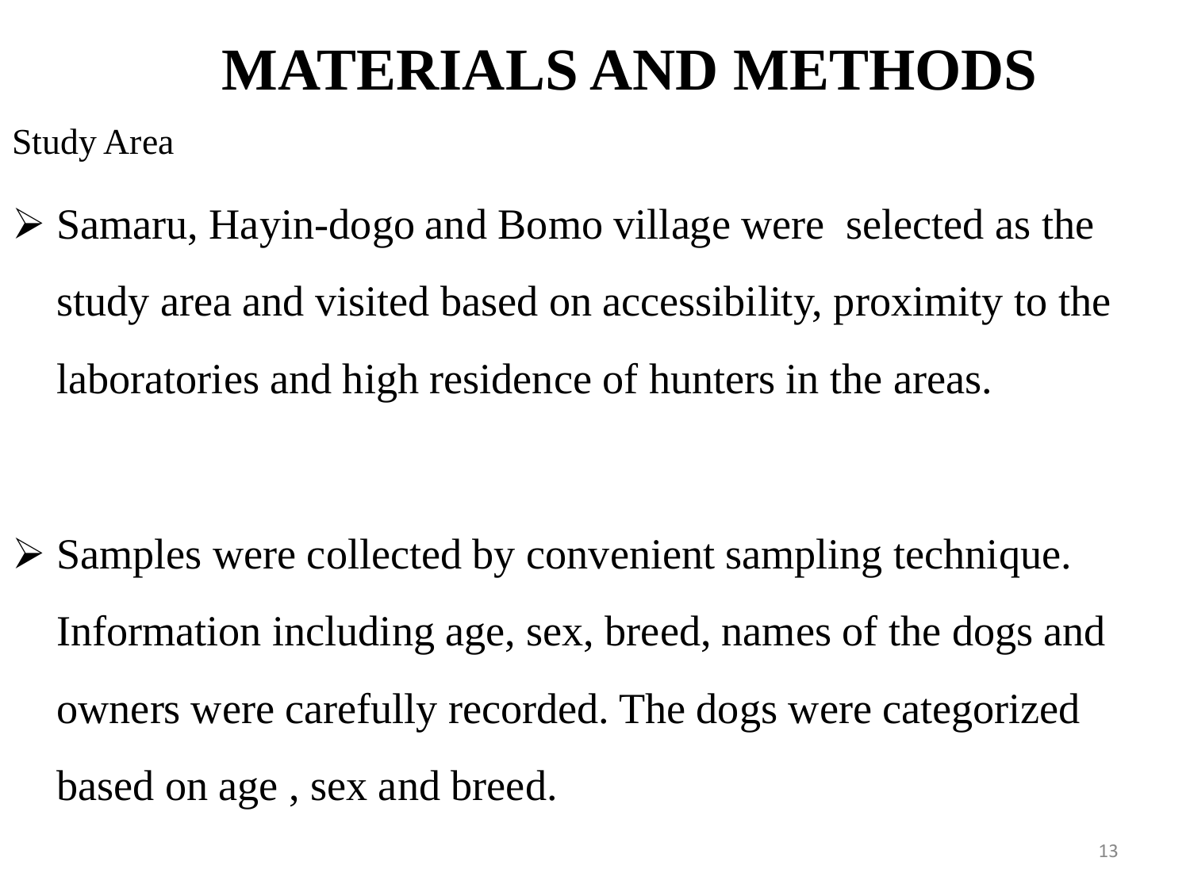# MATERIALS AND METHODS

Study Area

- Samaru, Hayin-dogo and Bomo village were selected as the study area and visited based on accessibility, proximity to the laboratories and high residence of hunters in the areas.

- Samples were collected by convenient sampling technique. Information including age, sex, breed, names of the dogs and owners were carefully recorded. The dogs were categorized based on age , sex and breed.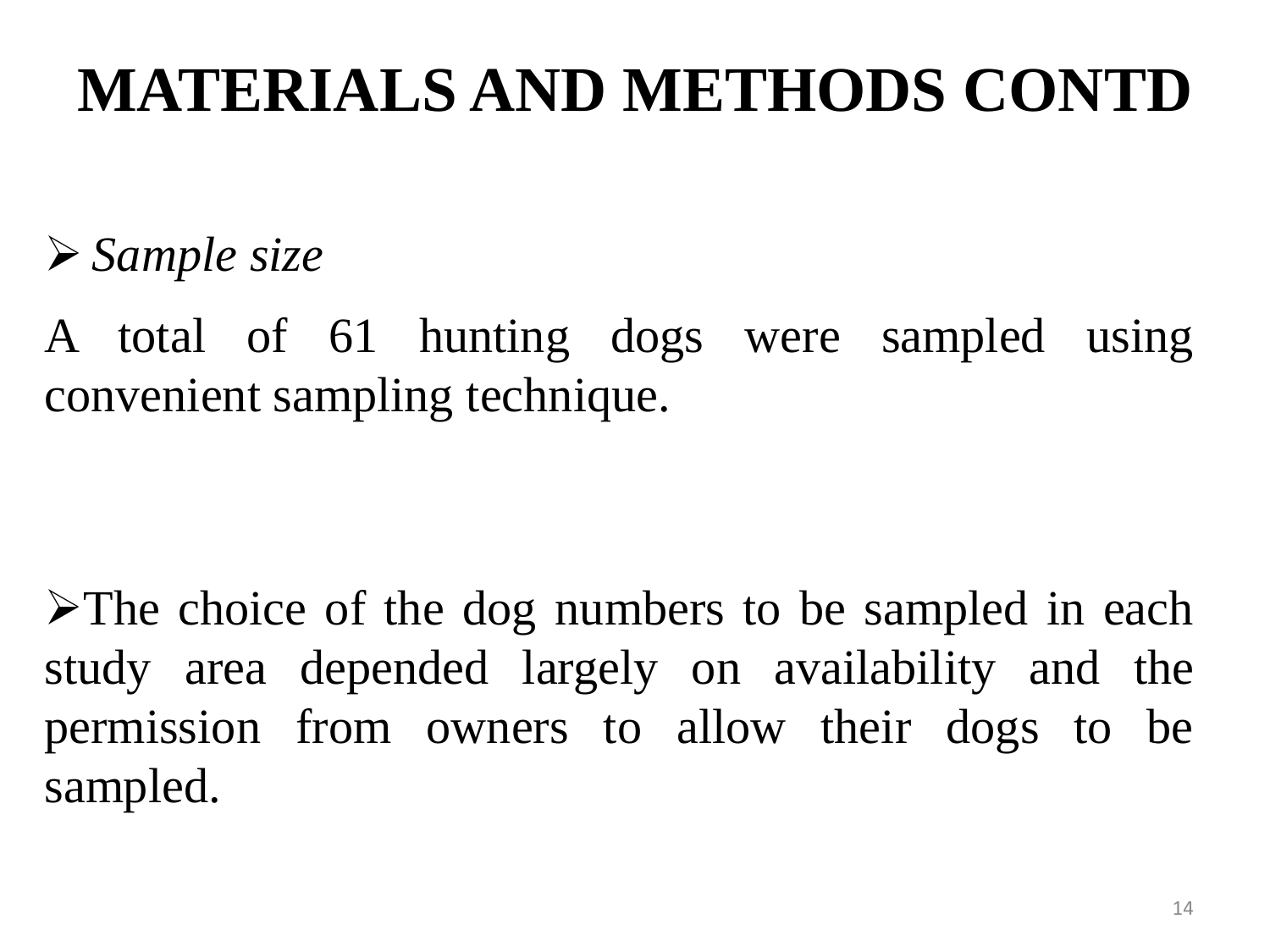# MATERIALS AND METHODS CONTD

- *Sample size*

A total of 61 hunting dogs were sampled using convenient sampling technique.

- The choice of the dog numbers to be sampled in each study area depended largely on availability and the permission from owners to allow their dogs to be sampled.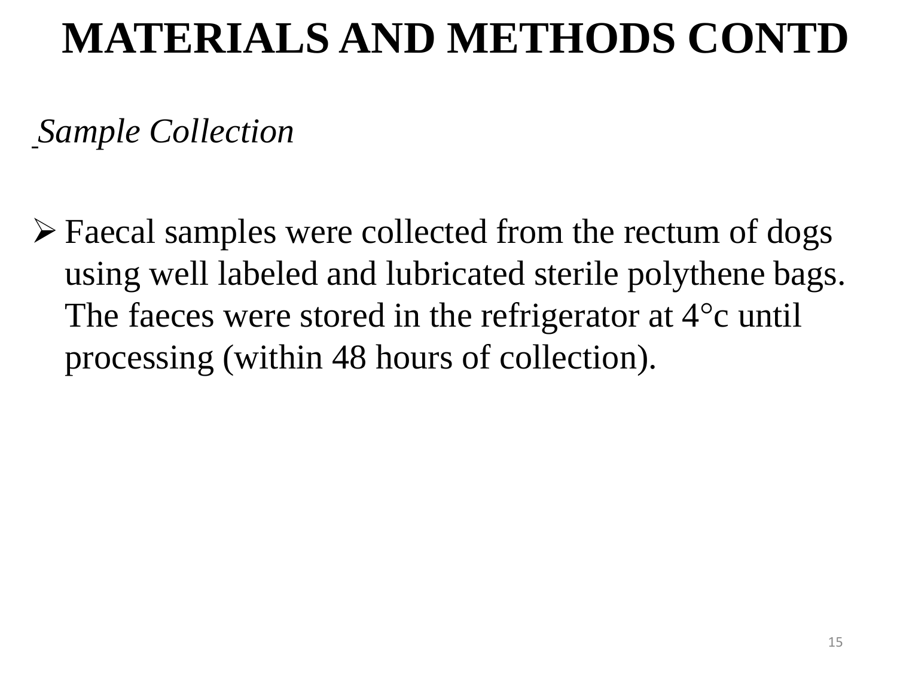# MATERIALS AND METHODS CONTD

*Sample Collection*

- Faecal samples were collected from the rectum of dogs using well labeled and lubricated sterile polythene bags. The faeces were stored in the refrigerator at 4°c until processing (within 48 hours of collection).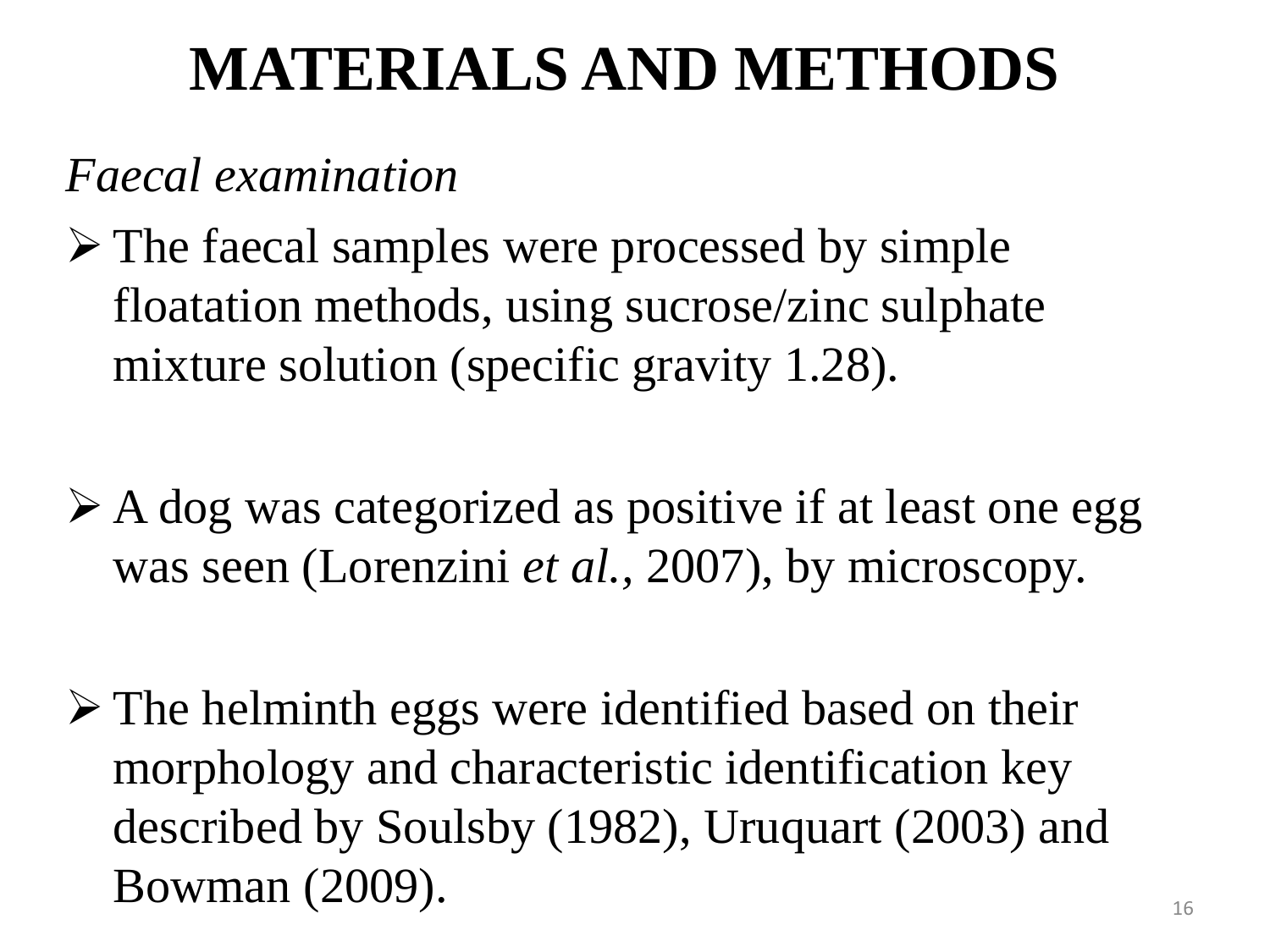# MATERIALS AND METHODS

*Faecal examination*

- The faecal samples were processed by simple floatation methods, using sucrose/zinc sulphate mixture solution (specific gravity 1.28).
- A dog was categorized as positive if at least one egg was seen (Lorenzini *et al.*, 2007), by microscopy.
- The helminth eggs were identified based on their morphology and characteristic identification key described by Soulsby (1982), Uruquart (2003) and Bowman (2009).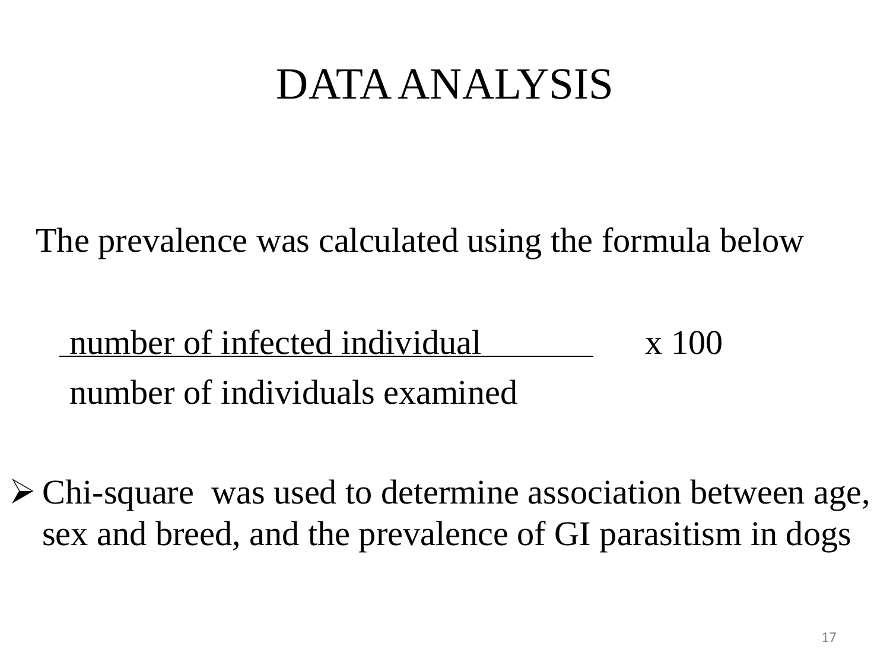# DATA ANALYSIS

The prevalence was calculated using the formula below

$$\frac{\text{number of infected individual}}{\text{number of individuals examined}} \times 100$$

- Chi-square was used to determine association between age, sex and breed, and the prevalence of GI parasitism in dogs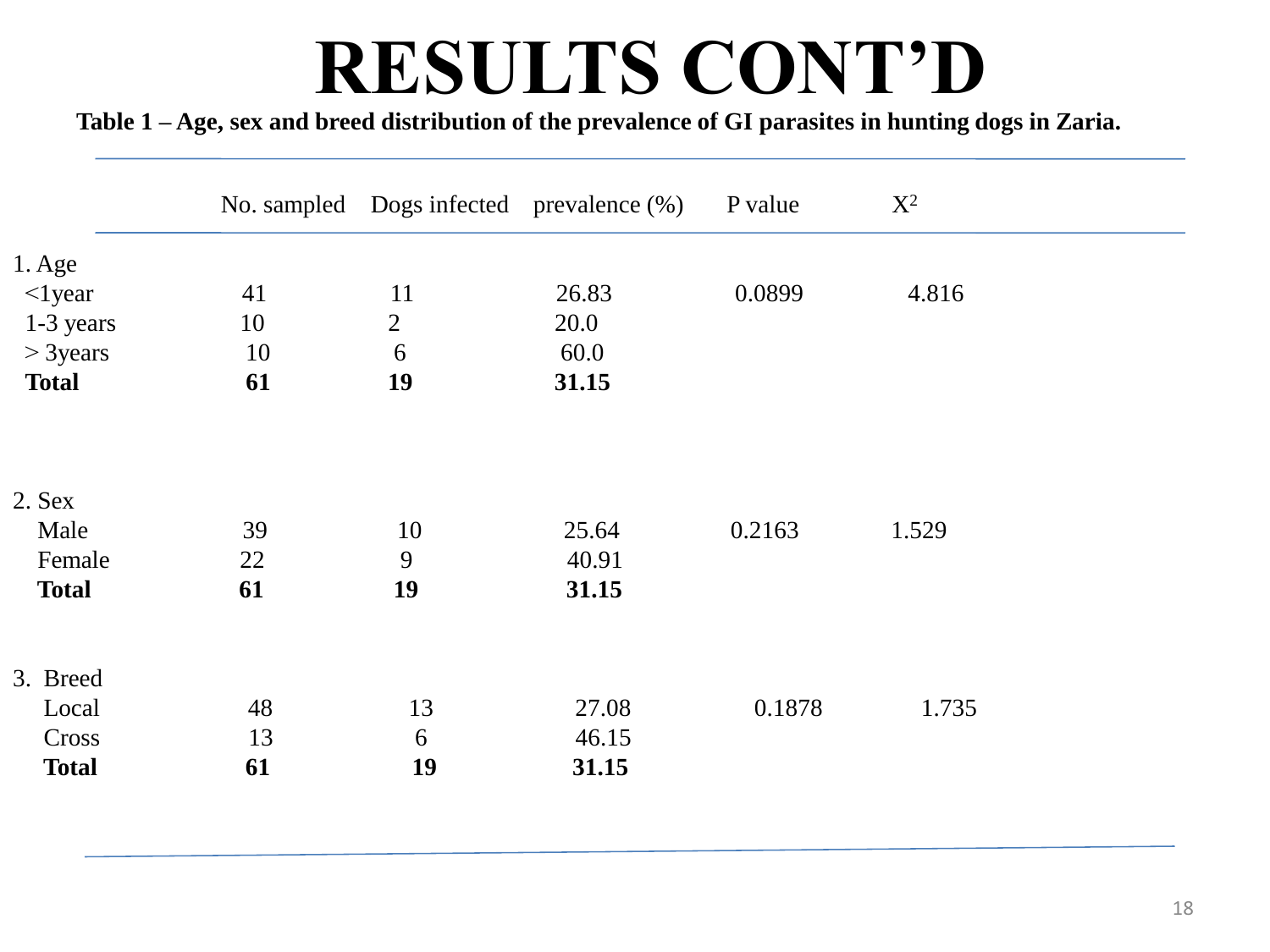# RESULTS CONT'D

**Table 1 – Age, sex and breed distribution of the prevalence of GI parasites in hunting dogs in Zaria.**

| | No. sampled | Dogs infected | prevalence (%) | P value | $X^2$ |
|---|---|---|---|---|---|
| 1. Age | | | | | |
| <1year | 41 | 11 | 26.83 | 0.0899 | 4.816 |
| 1-3 years | 10 | 2 | 20.0 | | |
| > 3years | 10 | 6 | 60.0 | | |
| **Total** | **61** | **19** | **31.15** | | |
| 2. Sex | | | | | |
| Male | 39 | 10 | 25.64 | 0.2163 | 1.529 |
| Female | 22 | 9 | 40.91 | | |
| **Total** | **61** | **19** | **31.15** | | |
| 3. Breed | | | | | |
| Local | 48 | 13 | 27.08 | 0.1878 | 1.735 |
| Cross | 13 | 6 | 46.15 | | |
| **Total** | **61** | **19** | **31.15** | | |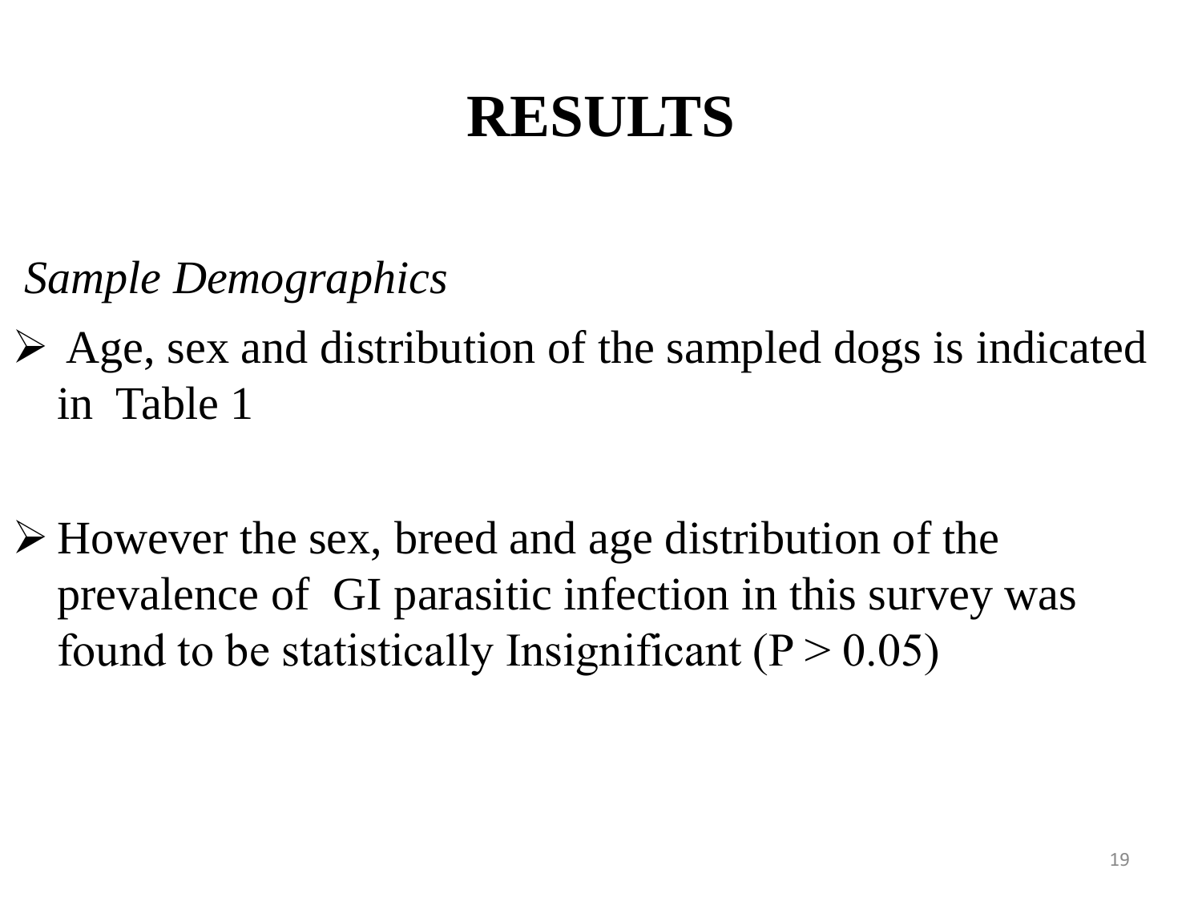# RESULTS

*Sample Demographics*

- Age, sex and distribution of the sampled dogs is indicated in Table 1

- However the sex, breed and age distribution of the prevalence of GI parasitic infection in this survey was found to be statistically Insignificant ($P > 0.05$)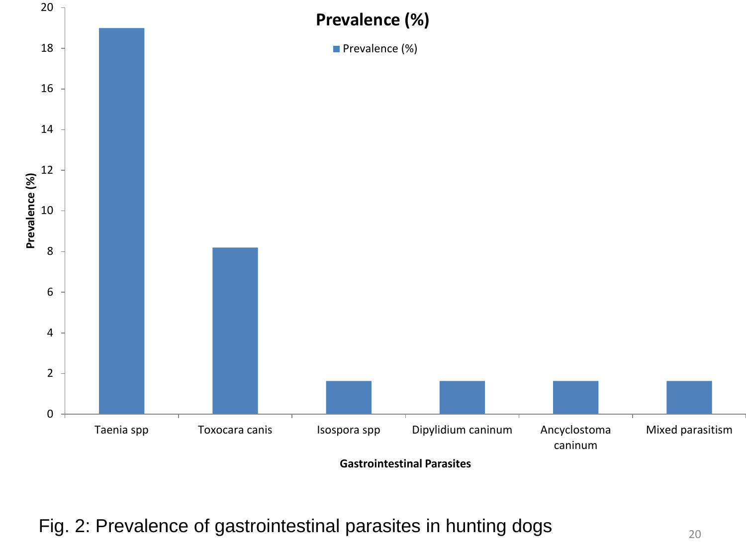**Prevalence (%)**

■ Prevalence (%)

Prevalence (%)

20
18
16
14
12
10
8
6
4
2
0

Taenia spp | Toxocara canis | Isospora spp | Dipylidium caninum | Ancyclostoma caninum | Mixed parasitism

**Gastrointestinal Parasites**

Fig. 2: Prevalence of gastrointestinal parasites in hunting dogs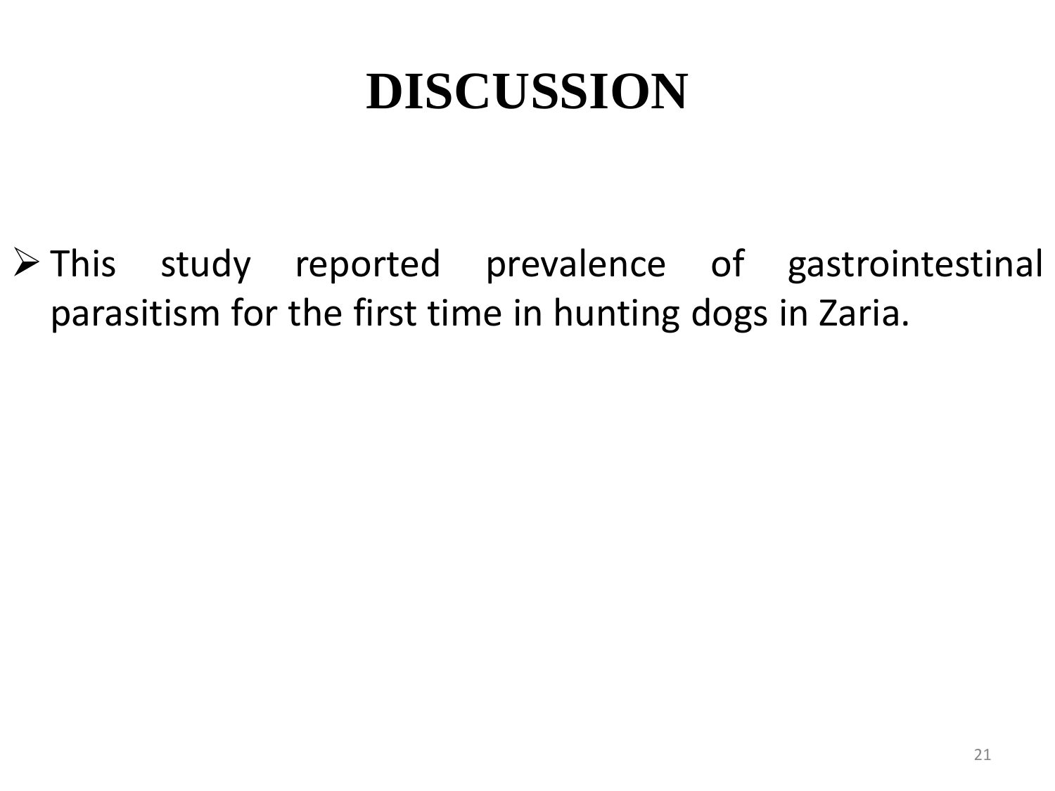# DISCUSSION

- This study reported prevalence of gastrointestinal parasitism for the first time in hunting dogs in Zaria.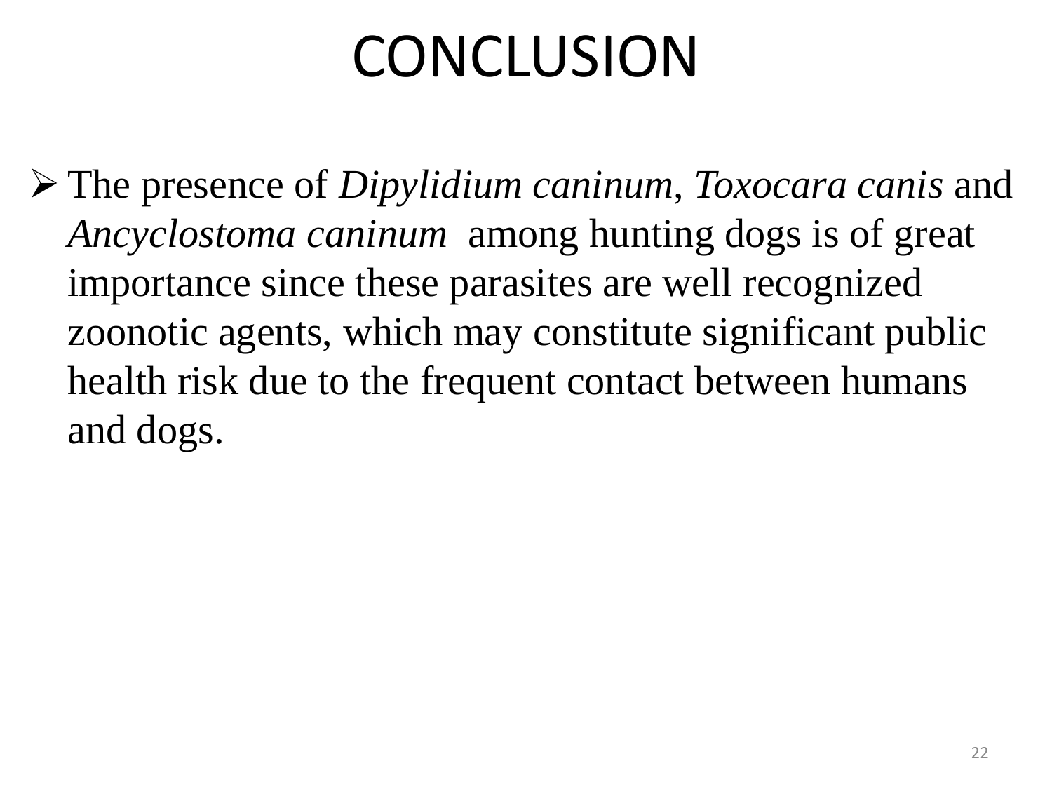# CONCLUSION

- The presence of *Dipylidium caninum*, *Toxocara canis* and *Ancyclostoma caninum* among hunting dogs is of great importance since these parasites are well recognized zoonotic agents, which may constitute significant public health risk due to the frequent contact between humans and dogs.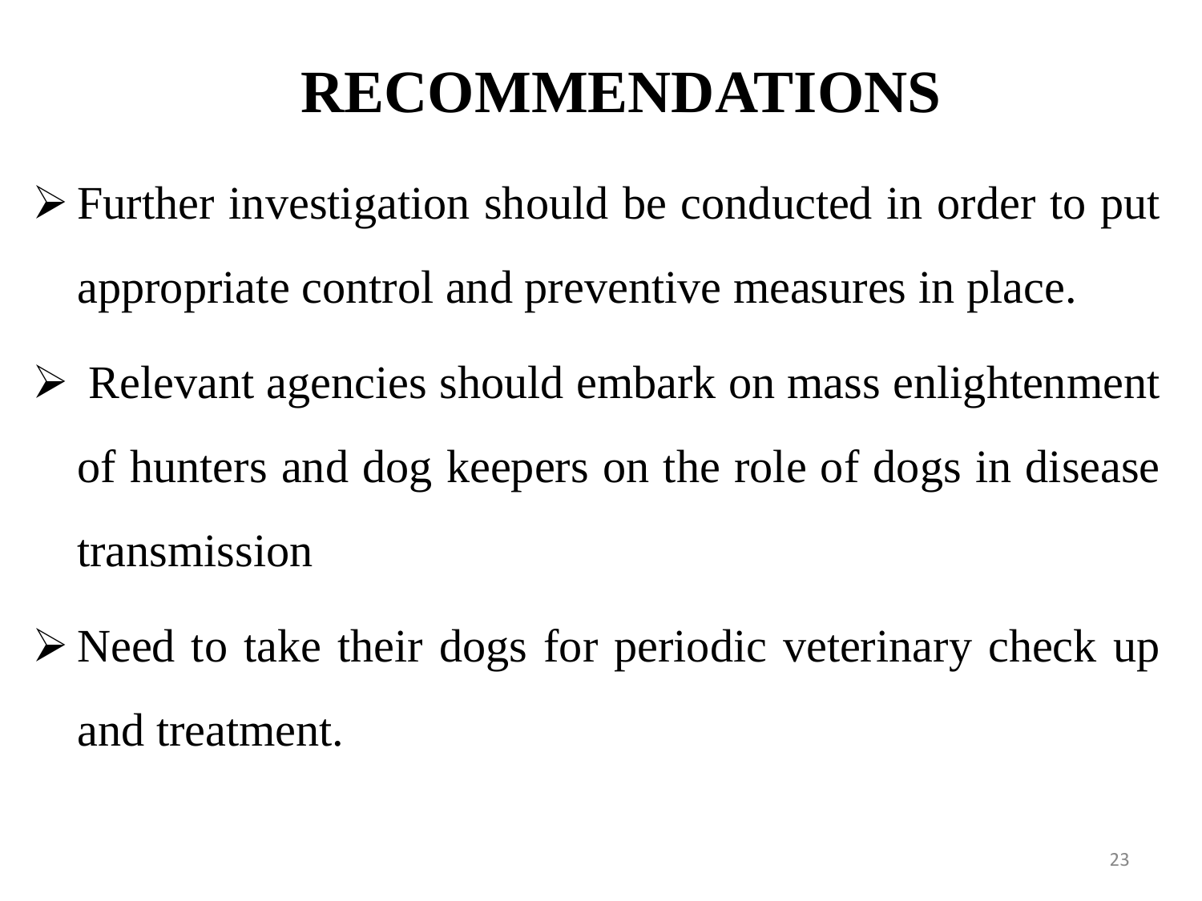# RECOMMENDATIONS

- Further investigation should be conducted in order to put appropriate control and preventive measures in place.
- Relevant agencies should embark on mass enlightenment of hunters and dog keepers on the role of dogs in disease transmission
- Need to take their dogs for periodic veterinary check up and treatment.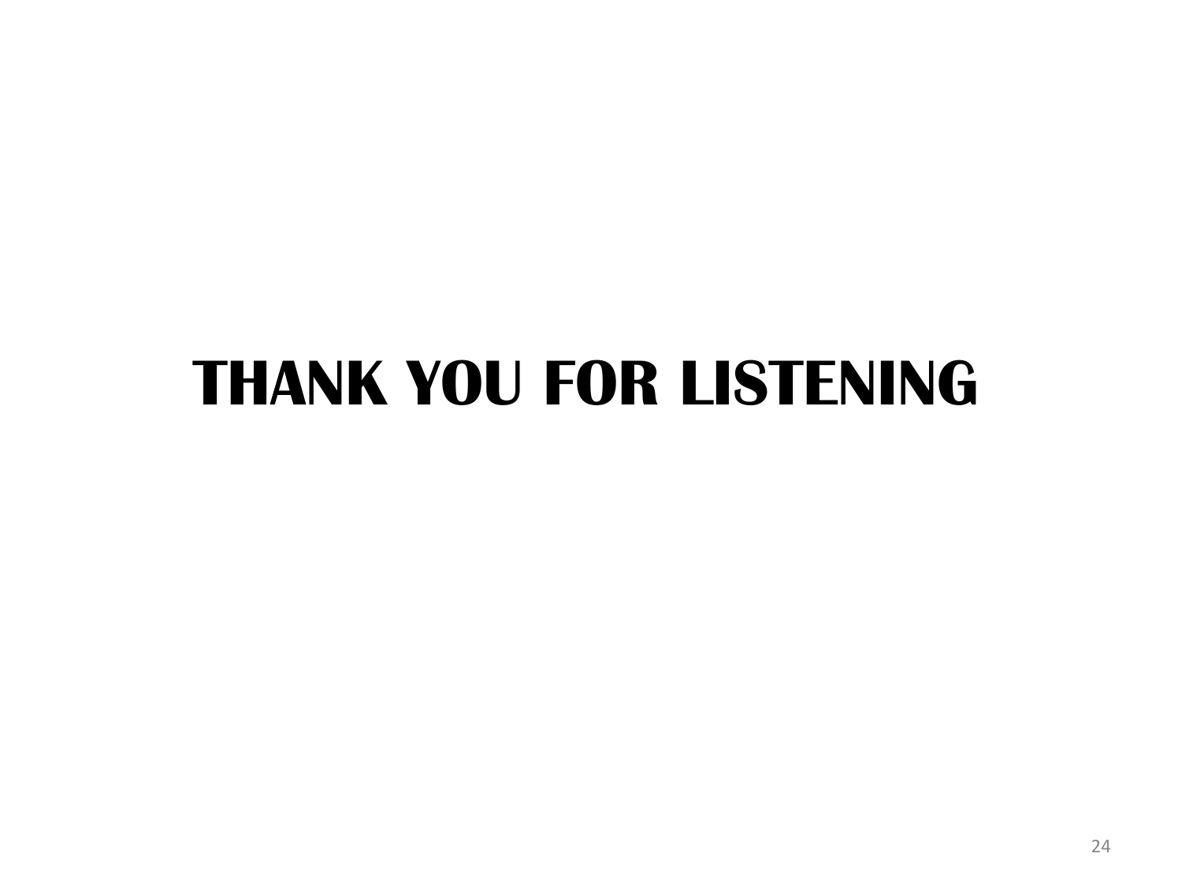# THANK YOU FOR LISTENING